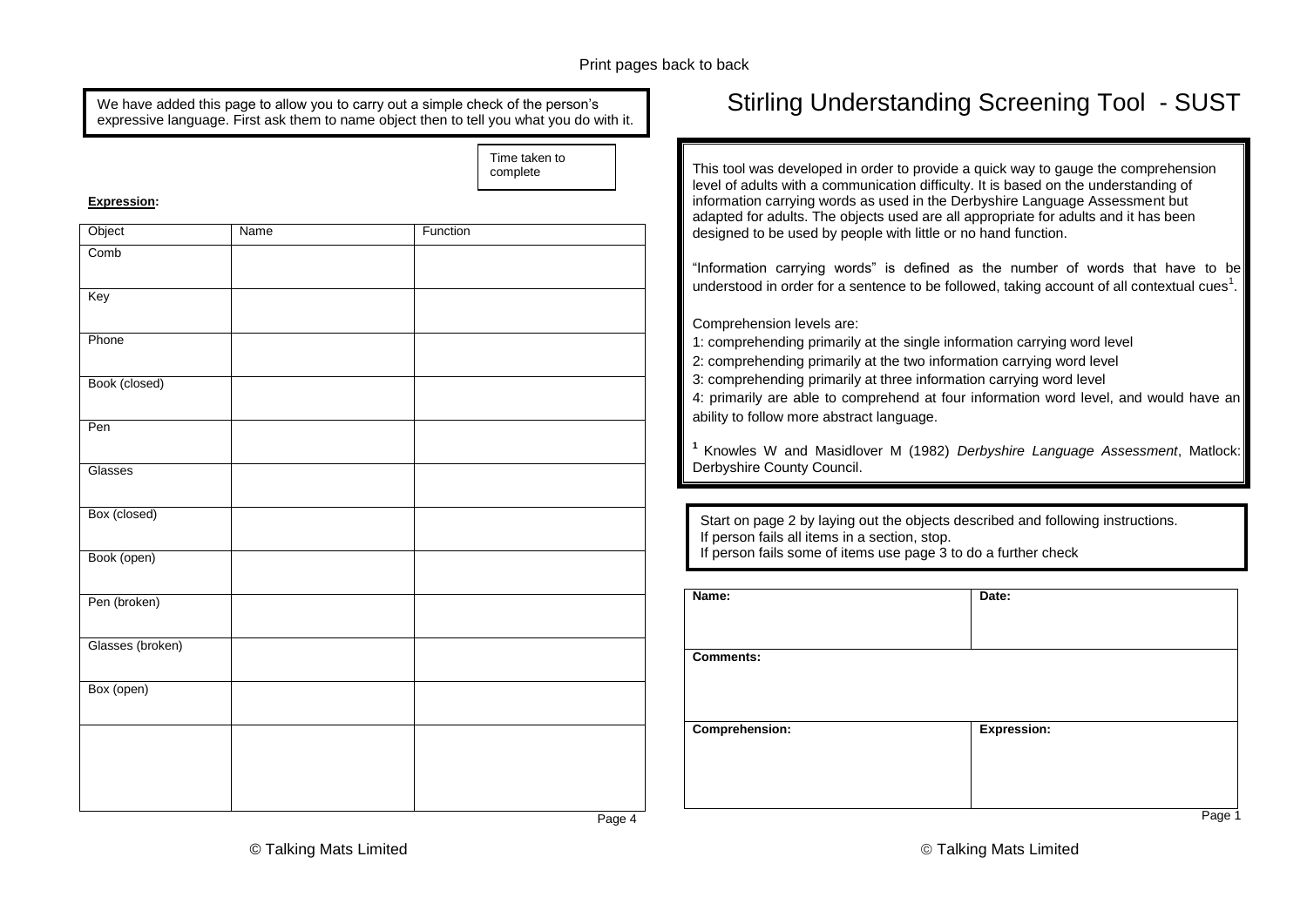Print pages back to back

We have added this page to allow you to carry out a simple check of the person's expressive language. First ask them to name object then to tell you what you do with it.

Time taken to complete

**Expression:**

| Object | Name | Function |
|---|---|---|
| Comb | | |
| Key | | |
| Phone | | |
| Book (closed) | | |
| Pen | | |
| Glasses | | |
| Box (closed) | | |
| Book (open) | | |
| Pen (broken) | | |
| Glasses (broken) | | |
| Box (open) | | |
| | | |

© Talking Mats Limited

# Stirling Understanding Screening Tool - SUST

This tool was developed in order to provide a quick way to gauge the comprehension level of adults with a communication difficulty. It is based on the understanding of information carrying words as used in the Derbyshire Language Assessment but adapted for adults. The objects used are all appropriate for adults and it has been designed to be used by people with little or no hand function.

"Information carrying words" is defined as the number of words that have to be understood in order for a sentence to be followed, taking account of all contextual cues[1].

Comprehension levels are:

1: comprehending primarily at the single information carrying word level
2: comprehending primarily at the two information carrying word level
3: comprehending primarily at three information carrying word level
4: primarily are able to comprehend at four information word level, and would have an ability to follow more abstract language.

[1] Knowles W and Masidlover M (1982) *Derbyshire Language Assessment*, Matlock: Derbyshire County Council.

Start on page 2 by laying out the objects described and following instructions.
If person fails all items in a section, stop.
If person fails some of items use page 3 to do a further check

| | |
|---|---|
| **Name:** | **Date:** |
| **Comments:** | |
| **Comprehension:** | **Expression:** |

© Talking Mats Limited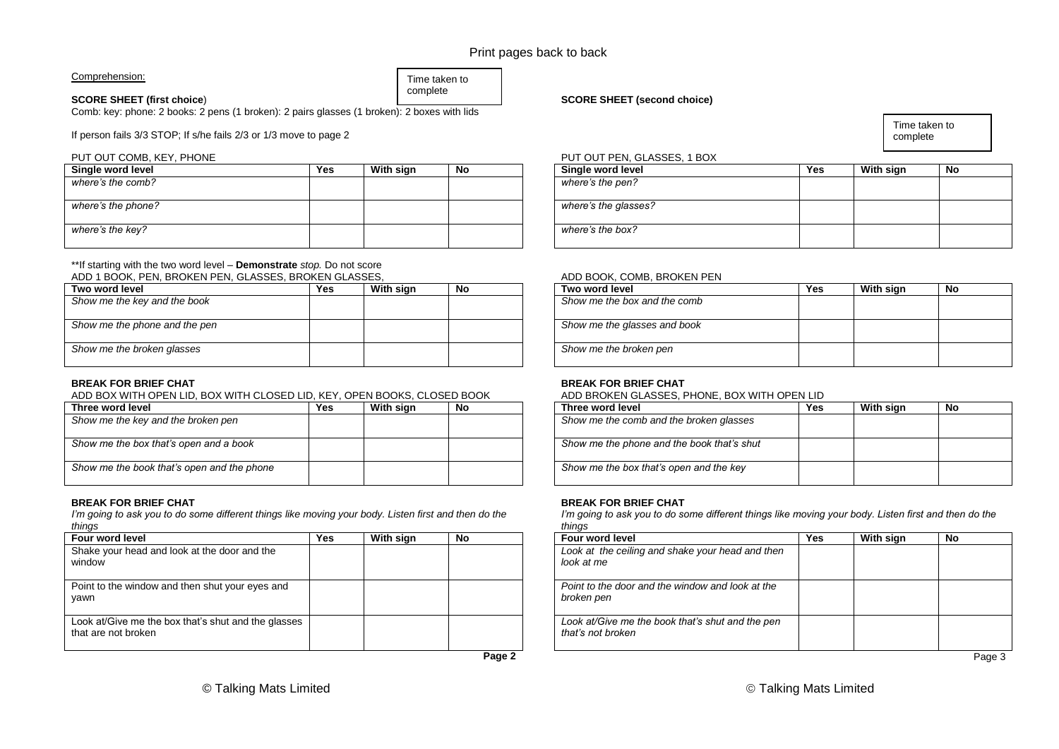Print pages back to back

Comprehension:

Time taken to complete

**SCORE SHEET (first choice)**

Comb: key: phone: 2 books: 2 pens (1 broken): 2 pairs glasses (1 broken): 2 boxes with lids

If person fails 3/3 STOP; If s/he fails 2/3 or 1/3 move to page 2

PUT OUT COMB, KEY, PHONE

| Single word level | Yes | With sign | No |
|---|---|---|---|
| *where's the comb?* | | | |
| *where's the phone?* | | | |
| *where's the key?* | | | |

**If starting with the two word level – **Demonstrate** *stop.* Do not score

ADD 1 BOOK, PEN, BROKEN PEN, GLASSES, BROKEN GLASSES,

| Two word level | Yes | With sign | No |
|---|---|---|---|
| *Show me the key and the book* | | | |
| *Show me the phone and the pen* | | | |
| *Show me the broken glasses* | | | |

**BREAK FOR BRIEF CHAT**

ADD BOX WITH OPEN LID, BOX WITH CLOSED LID, KEY, OPEN BOOKS, CLOSED BOOK

| Three word level | Yes | With sign | No |
|---|---|---|---|
| *Show me the key and the broken pen* | | | |
| *Show me the box that's open and a book* | | | |
| *Show me the book that's open and the phone* | | | |

**BREAK FOR BRIEF CHAT**

*I'm going to ask you to do some different things like moving your body. Listen first and then do the things*

| Four word level | Yes | With sign | No |
|---|---|---|---|
| Shake your head and look at the door and the window | | | |
| Point to the window and then shut your eyes and yawn | | | |
| Look at/Give me the box that's shut and the glasses that are not broken | | | |

**SCORE SHEET (second choice)**

Time taken to complete

PUT OUT PEN, GLASSES, 1 BOX

| Single word level | Yes | With sign | No |
|---|---|---|---|
| *where's the pen?* | | | |
| *where's the glasses?* | | | |
| *where's the box?* | | | |

ADD BOOK, COMB, BROKEN PEN

| Two word level | Yes | With sign | No |
|---|---|---|---|
| *Show me the box and the comb* | | | |
| *Show me the glasses and book* | | | |
| *Show me the broken pen* | | | |

**BREAK FOR BRIEF CHAT**

ADD BROKEN GLASSES, PHONE, BOX WITH OPEN LID

| Three word level | Yes | With sign | No |
|---|---|---|---|
| *Show me the comb and the broken glasses* | | | |
| *Show me the phone and the book that's shut* | | | |
| *Show me the box that's open and the key* | | | |

**BREAK FOR BRIEF CHAT**

*I'm going to ask you to do some different things like moving your body. Listen first and then do the things*

| Four word level | Yes | With sign | No |
|---|---|---|---|
| *Look at the ceiling and shake your head and then look at me* | | | |
| *Point to the door and the window and look at the broken pen* | | | |
| *Look at/Give me the book that's shut and the pen that's not broken* | | | |

© Talking Mats Limited

© Talking Mats Limited